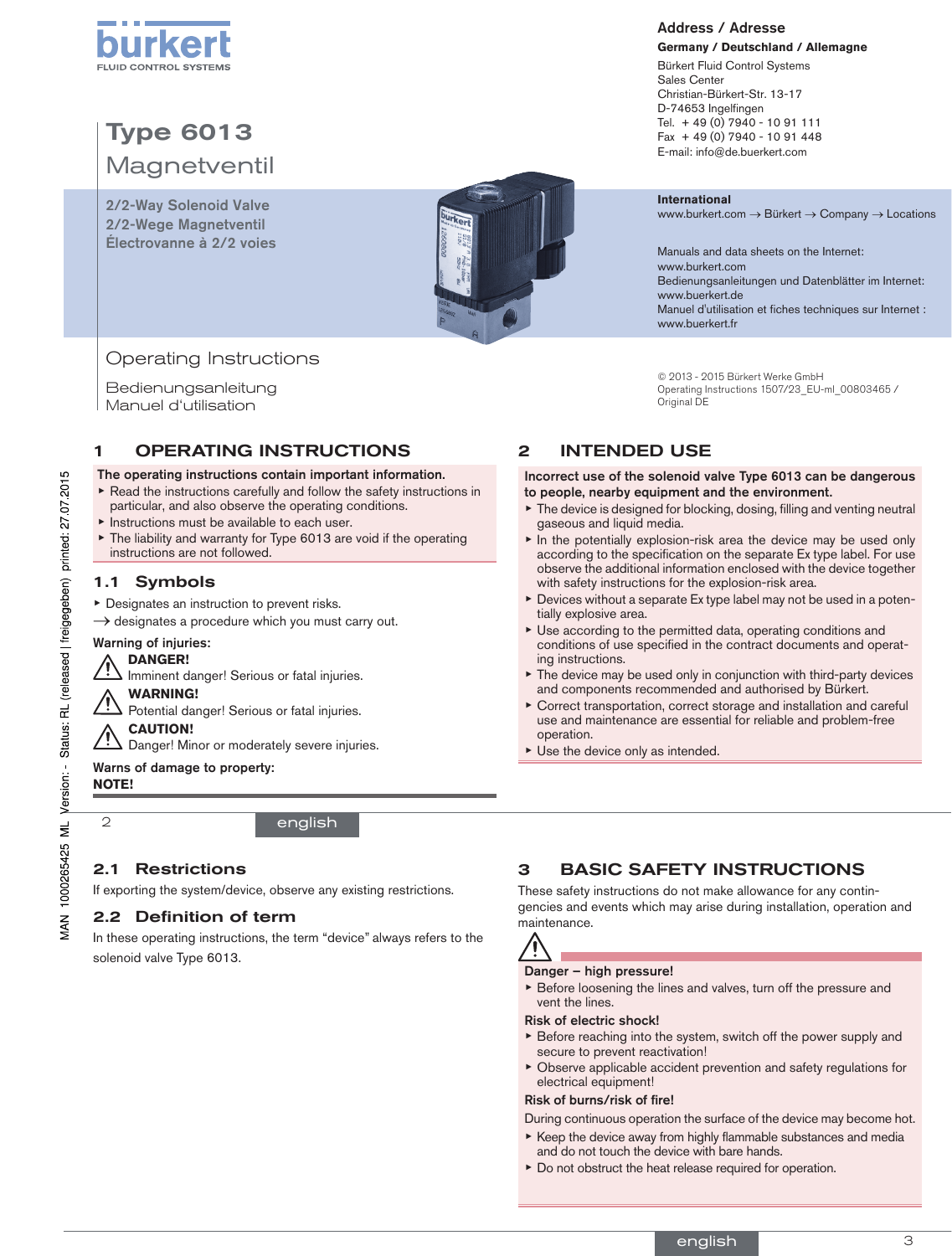bürkert
FLUID CONTROL SYSTEMS

# Type 6013
# Magnetventil

**2/2-Way Solenoid Valve**
**2/2-Wege Magnetventil**
**Électrovanne à 2/2 voies**

Operating Instructions

Bedienungsanleitung
Manuel d'utilisation

## Address / Adresse

**Germany / Deutschland / Allemagne**

Bürkert Fluid Control Systems
Sales Center
Christian-Bürkert-Str. 13-17
D-74653 Ingelfingen
Tel. + 49 (0) 7940 - 10 91 111
Fax + 49 (0) 7940 - 10 91 448
E-mail: info@de.buerkert.com

**International**
www.burkert.com → Bürkert → Company → Locations

Manuals and data sheets on the Internet: www.burkert.com
Bedienungsanleitungen und Datenblätter im Internet: www.buerkert.de
Manuel d'utilisation et fiches techniques sur Internet : www.buerkert.fr

© 2013 - 2015 Bürkert Werke GmbH
Operating Instructions 1507/23_EU-ml_00803465 / Original DE

MAN 1000265425 ML Version: - Status: RL (released | freigegeben) printed: 27.07.2015

## 1 OPERATING INSTRUCTIONS

**The operating instructions contain important information.**

- Read the instructions carefully and follow the safety instructions in particular, and also observe the operating conditions.
- Instructions must be available to each user.
- The liability and warranty for Type 6013 are void if the operating instructions are not followed.

### 1.1 Symbols

- Designates an instruction to prevent risks.

→ designates a procedure which you must carry out.

**Warning of injuries:**

**DANGER!**
Imminent danger! Serious or fatal injuries.

**WARNING!**
Potential danger! Serious or fatal injuries.

**CAUTION!**
Danger! Minor or moderately severe injuries.

**Warns of damage to property:**
**NOTE!**

## 2 INTENDED USE

**Incorrect use of the solenoid valve Type 6013 can be dangerous to people, nearby equipment and the environment.**

- The device is designed for blocking, dosing, filling and venting neutral gaseous and liquid media.
- In the potentially explosion-risk area the device may be used only according to the specification on the separate Ex type label. For use observe the additional information enclosed with the device together with safety instructions for the explosion-risk area.
- Devices without a separate Ex type label may not be used in a potentially explosive area.
- Use according to the permitted data, operating conditions and conditions of use specified in the contract documents and operating instructions.
- The device may be used only in conjunction with third-party devices and components recommended and authorised by Bürkert.
- Correct transportation, correct storage and installation and careful use and maintenance are essential for reliable and problem-free operation.
- Use the device only as intended.

### 2.1 Restrictions

If exporting the system/device, observe any existing restrictions.

### 2.2 Definition of term

In these operating instructions, the term "device" always refers to the solenoid valve Type 6013.

## 3 BASIC SAFETY INSTRUCTIONS

These safety instructions do not make allowance for any contingencies and events which may arise during installation, operation and maintenance.

**Danger – high pressure!**

- Before loosening the lines and valves, turn off the pressure and vent the lines.

**Risk of electric shock!**

- Before reaching into the system, switch off the power supply and secure to prevent reactivation!
- Observe applicable accident prevention and safety regulations for electrical equipment!

**Risk of burns/risk of fire!**

During continuous operation the surface of the device may become hot.

- Keep the device away from highly flammable substances and media and do not touch the device with bare hands.
- Do not obstruct the heat release required for operation.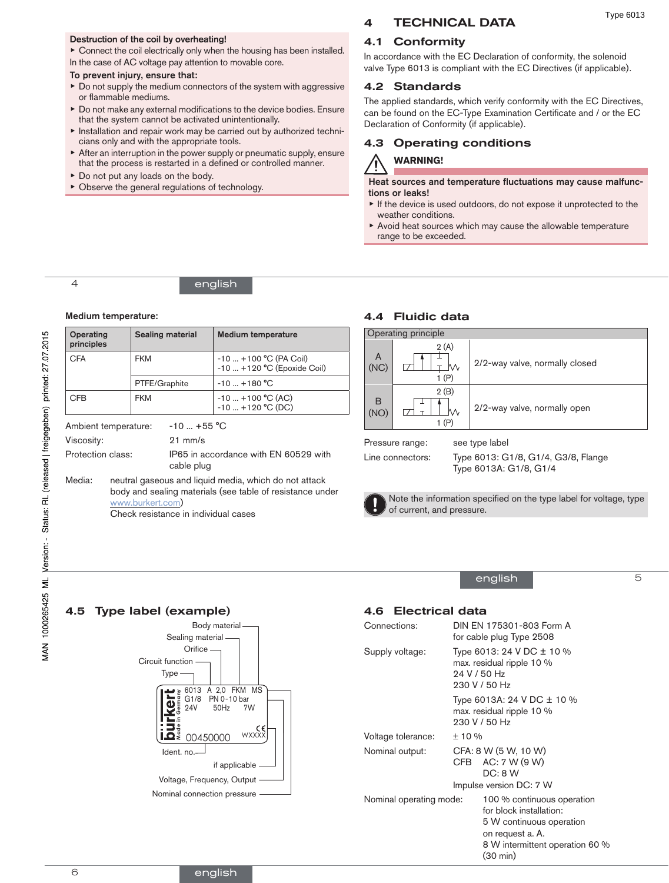**Destruction of the coil by overheating!**

- Connect the coil electrically only when the housing has been installed.

In the case of AC voltage pay attention to movable core.

**To prevent injury, ensure that:**

- Do not supply the medium connectors of the system with aggressive or flammable mediums.
- Do not make any external modifications to the device bodies. Ensure that the system cannot be activated unintentionally.
- Installation and repair work may be carried out by authorized technicians only and with the appropriate tools.
- After an interruption in the power supply or pneumatic supply, ensure that the process is restarted in a defined or controlled manner.
- Do not put any loads on the body.
- Observe the general regulations of technology.

# 4 TECHNICAL DATA

## 4.1 Conformity

In accordance with the EC Declaration of conformity, the solenoid valve Type 6013 is compliant with the EC Directives (if applicable).

## 4.2 Standards

The applied standards, which verify conformity with the EC Directives, can be found on the EC-Type Examination Certificate and / or the EC Declaration of Conformity (if applicable).

## 4.3 Operating conditions

**WARNING!**

**Heat sources and temperature fluctuations may cause malfunctions or leaks!**

- If the device is used outdoors, do not expose it unprotected to the weather conditions.
- Avoid heat sources which may cause the allowable temperature range to be exceeded.

**Medium temperature:**

| Operating principles | Sealing material | Medium temperature |
|---|---|---|
| CFA | FKM | -10 ... +100 °C (PA Coil)<br>-10 ... +120 °C (Epoxide Coil) |
| | PTFE/Graphite | -10 ... +180 °C |
| CFB | FKM | -10 ... +100 °C (AC)<br>-10 ... +120 °C (DC) |

Ambient temperature: -10 ... +55 °C

Viscosity: 21 mm/s

Protection class: IP65 in accordance with EN 60529 with cable plug

Media: neutral gaseous and liquid media, which do not attack body and sealing materials (see table of resistance under www.burkert.com)
Check resistance in individual cases

## 4.4 Fluidic data

| Operating principle | | |
|---|---|---|
| A (NC) | 2 (A) / 1 (P) | 2/2-way valve, normally closed |
| B (NO) | 2 (B) / 1 (P) | 2/2-way valve, normally open |

Pressure range: see type label

Line connectors: Type 6013: G1/8, G1/4, G3/8, Flange
Type 6013A: G1/8, G1/4

Note the information specified on the type label for voltage, type of current, and pressure.

## 4.5 Type label (example)

Body material, Sealing material, Orifice, Circuit function, Type

6013 A 2,0 FKM MS
G1/8 PN 0-10 bar
24V 50Hz 7W
00450000 WXXXX

Ident. no.

if applicable

Voltage, Frequency, Output

Nominal connection pressure

## 4.6 Electrical data

Connections: DIN EN 175301-803 Form A for cable plug Type 2508

Supply voltage: Type 6013: 24 V DC ± 10 %
max. residual ripple 10 %
24 V / 50 Hz
230 V / 50 Hz

Type 6013A: 24 V DC ± 10 %
max. residual ripple 10 %
230 V / 50 Hz

Voltage tolerance: ± 10 %

Nominal output: CFA: 8 W (5 W, 10 W)
CFB AC: 7 W (9 W)
DC: 8 W
Impulse version DC: 7 W

Nominal operating mode: 100 % continuous operation
for block installation:
5 W continuous operation
on request a. A.
8 W intermittent operation 60 %
(30 min)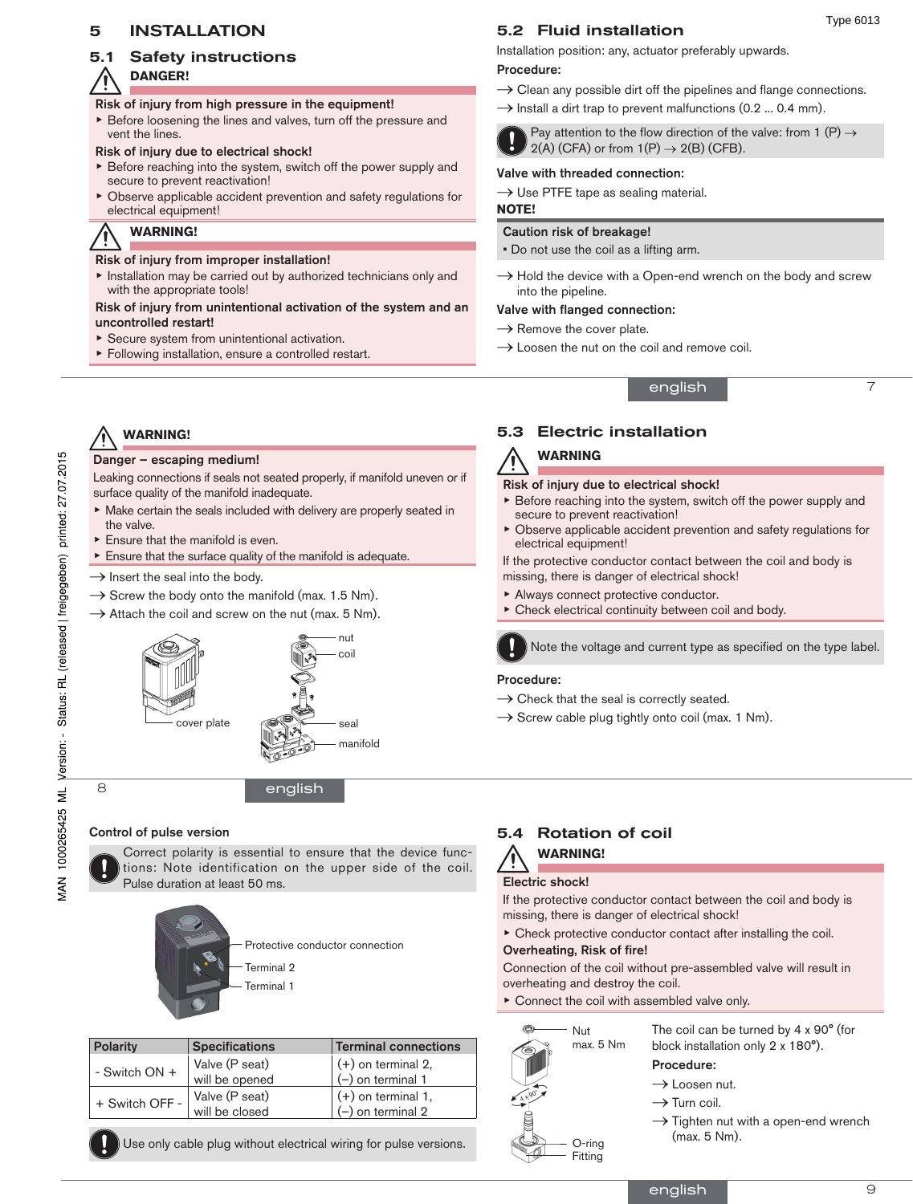# 5 INSTALLATION

## 5.1 Safety instructions

**DANGER!**

**Risk of injury from high pressure in the equipment!**

- Before loosening the lines and valves, turn off the pressure and vent the lines.

**Risk of injury due to electrical shock!**

- Before reaching into the system, switch off the power supply and secure to prevent reactivation!
- Observe applicable accident prevention and safety regulations for electrical equipment!

**WARNING!**

**Risk of injury from improper installation!**

- Installation may be carried out by authorized technicians only and with the appropriate tools!

**Risk of injury from unintentional activation of the system and an uncontrolled restart!**

- Secure system from unintentional activation.
- Following installation, ensure a controlled restart.

## 5.2 Fluid installation

Installation position: any, actuator preferably upwards.

**Procedure:**

→ Clean any possible dirt off the pipelines and flange connections.

→ Install a dirt trap to prevent malfunctions (0.2 ... 0.4 mm).

Pay attention to the flow direction of the valve: from 1 (P) → 2(A) (CFA) or from 1(P) → 2(B) (CFB).

**Valve with threaded connection:**

→ Use PTFE tape as sealing material.

**NOTE!**

**Caution risk of breakage!**

- Do not use the coil as a lifting arm.

→ Hold the device with a Open-end wrench on the body and screw into the pipeline.

**Valve with flanged connection:**

→ Remove the cover plate.

→ Loosen the nut on the coil and remove coil.

**WARNING!**

**Danger – escaping medium!**

Leaking connections if seals not seated properly, if manifold uneven or if surface quality of the manifold inadequate.

- Make certain the seals included with delivery are properly seated in the valve.
- Ensure that the manifold is even.
- Ensure that the surface quality of the manifold is adequate.

→ Insert the seal into the body.

→ Screw the body onto the manifold (max. 1.5 Nm).

→ Attach the coil and screw on the nut (max. 5 Nm).

cover plate — nut — coil — seal — manifold

## 5.3 Electric installation

**WARNING**

**Risk of injury due to electrical shock!**

- Before reaching into the system, switch off the power supply and secure to prevent reactivation!
- Observe applicable accident prevention and safety regulations for electrical equipment!

If the protective conductor contact between the coil and body is missing, there is danger of electrical shock!

- Always connect protective conductor.
- Check electrical continuity between coil and body.

Note the voltage and current type as specified on the type label.

**Procedure:**

→ Check that the seal is correctly seated.

→ Screw cable plug tightly onto coil (max. 1 Nm).

**Control of pulse version**

Correct polarity is essential to ensure that the device functions: Note identification on the upper side of the coil. Pulse duration at least 50 ms.

Protective conductor connection — Terminal 2 — Terminal 1

| Polarity | Specifications | Terminal connections |
|---|---|---|
| - Switch ON + | Valve (P seat) will be opened | (+) on terminal 2, (–) on terminal 1 |
| + Switch OFF - | Valve (P seat) will be closed | (+) on terminal 1, (–) on terminal 2 |

Use only cable plug without electrical wiring for pulse versions.

## 5.4 Rotation of coil

**WARNING!**

**Electric shock!**

If the protective conductor contact between the coil and body is missing, there is danger of electrical shock!

- Check protective conductor contact after installing the coil.

**Overheating, Risk of fire!**

Connection of the coil without pre-assembled valve will result in overheating and destroy the coil.

- Connect the coil with assembled valve only.

Nut max. 5 Nm — 4 x 90° — O-ring — Fitting

The coil can be turned by 4 x 90° (for block installation only 2 x 180°).

**Procedure:**

→ Loosen nut.

→ Turn coil.

→ Tighten nut with a open-end wrench (max. 5 Nm).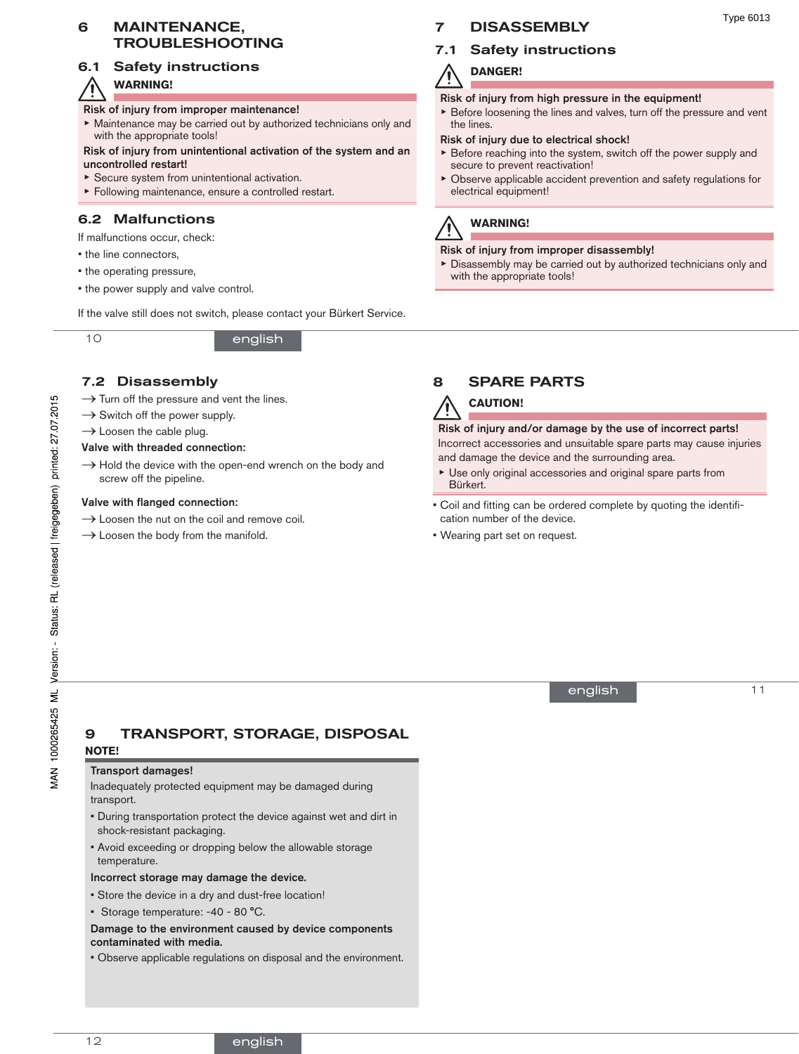# 6 MAINTENANCE, TROUBLESHOOTING

## 6.1 Safety instructions

**WARNING!**

**Risk of injury from improper maintenance!**

- Maintenance may be carried out by authorized technicians only and with the appropriate tools!

**Risk of injury from unintentional activation of the system and an uncontrolled restart!**

- Secure system from unintentional activation.
- Following maintenance, ensure a controlled restart.

## 6.2 Malfunctions

If malfunctions occur, check:

- the line connectors,
- the operating pressure,
- the power supply and valve control.

If the valve still does not switch, please contact your Bürkert Service.

# 7 DISASSEMBLY

## 7.1 Safety instructions

**DANGER!**

**Risk of injury from high pressure in the equipment!**

- Before loosening the lines and valves, turn off the pressure and vent the lines.

**Risk of injury due to electrical shock!**

- Before reaching into the system, switch off the power supply and secure to prevent reactivation!
- Observe applicable accident prevention and safety regulations for electrical equipment!

**WARNING!**

**Risk of injury from improper disassembly!**

- Disassembly may be carried out by authorized technicians only and with the appropriate tools!

## 7.2 Disassembly

→ Turn off the pressure and vent the lines.

→ Switch off the power supply.

→ Loosen the cable plug.

**Valve with threaded connection:**

→ Hold the device with the open-end wrench on the body and screw off the pipeline.

**Valve with flanged connection:**

→ Loosen the nut on the coil and remove coil.

→ Loosen the body from the manifold.

# 8 SPARE PARTS

**CAUTION!**

**Risk of injury and/or damage by the use of incorrect parts!**

Incorrect accessories and unsuitable spare parts may cause injuries and damage the device and the surrounding area.

- Use only original accessories and original spare parts from Bürkert.

- Coil and fitting can be ordered complete by quoting the identification number of the device.
- Wearing part set on request.

# 9 TRANSPORT, STORAGE, DISPOSAL

**NOTE!**

**Transport damages!**

Inadequately protected equipment may be damaged during transport.

- During transportation protect the device against wet and dirt in shock-resistant packaging.
- Avoid exceeding or dropping below the allowable storage temperature.

**Incorrect storage may damage the device.**

- Store the device in a dry and dust-free location!
- Storage temperature: -40 - 80 °C.

**Damage to the environment caused by device components contaminated with media.**

- Observe applicable regulations on disposal and the environment.